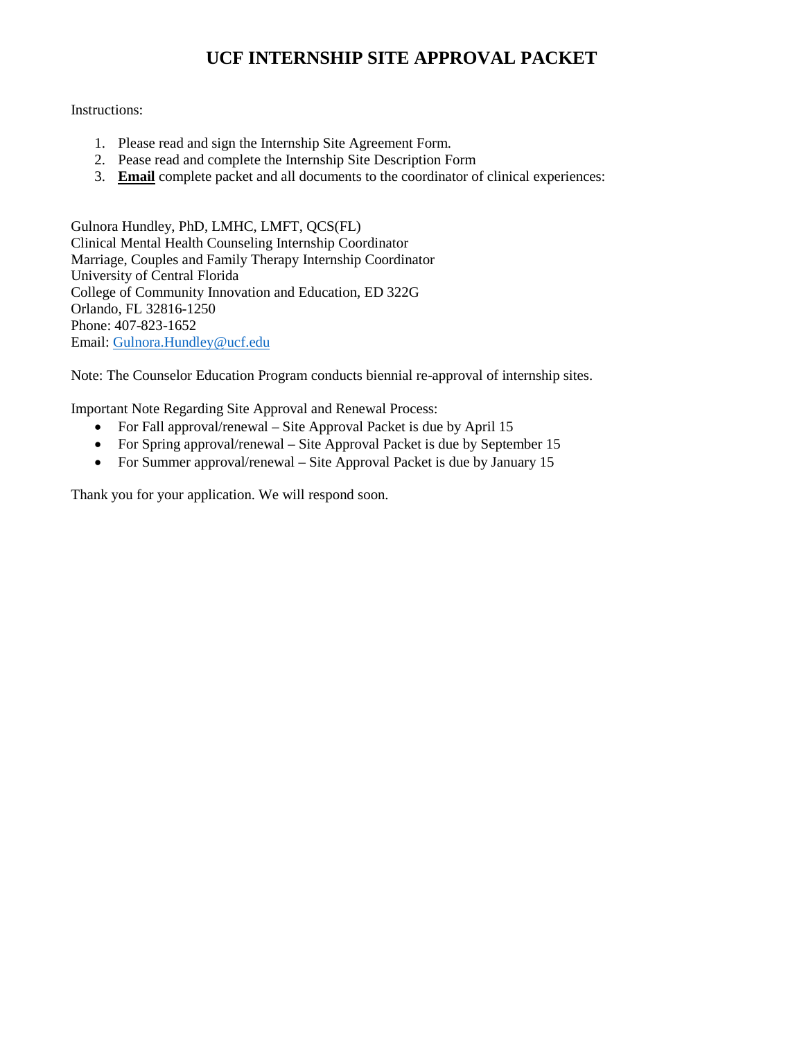# UCF INTERNSHIP SITE APPROVAL PACKET

Instructions:

1. Please read and sign the Internship Site Agreement Form.
2. Pease read and complete the Internship Site Description Form
3. **Email** complete packet and all documents to the coordinator of clinical experiences:

Gulnora Hundley, PhD, LMHC, LMFT, QCS(FL)
Clinical Mental Health Counseling Internship Coordinator
Marriage, Couples and Family Therapy Internship Coordinator
University of Central Florida
College of Community Innovation and Education, ED 322G
Orlando, FL 32816-1250
Phone: 407-823-1652
Email: Gulnora.Hundley@ucf.edu

Note: The Counselor Education Program conducts biennial re-approval of internship sites.

Important Note Regarding Site Approval and Renewal Process:

- For Fall approval/renewal – Site Approval Packet is due by April 15
- For Spring approval/renewal – Site Approval Packet is due by September 15
- For Summer approval/renewal – Site Approval Packet is due by January 15

Thank you for your application. We will respond soon.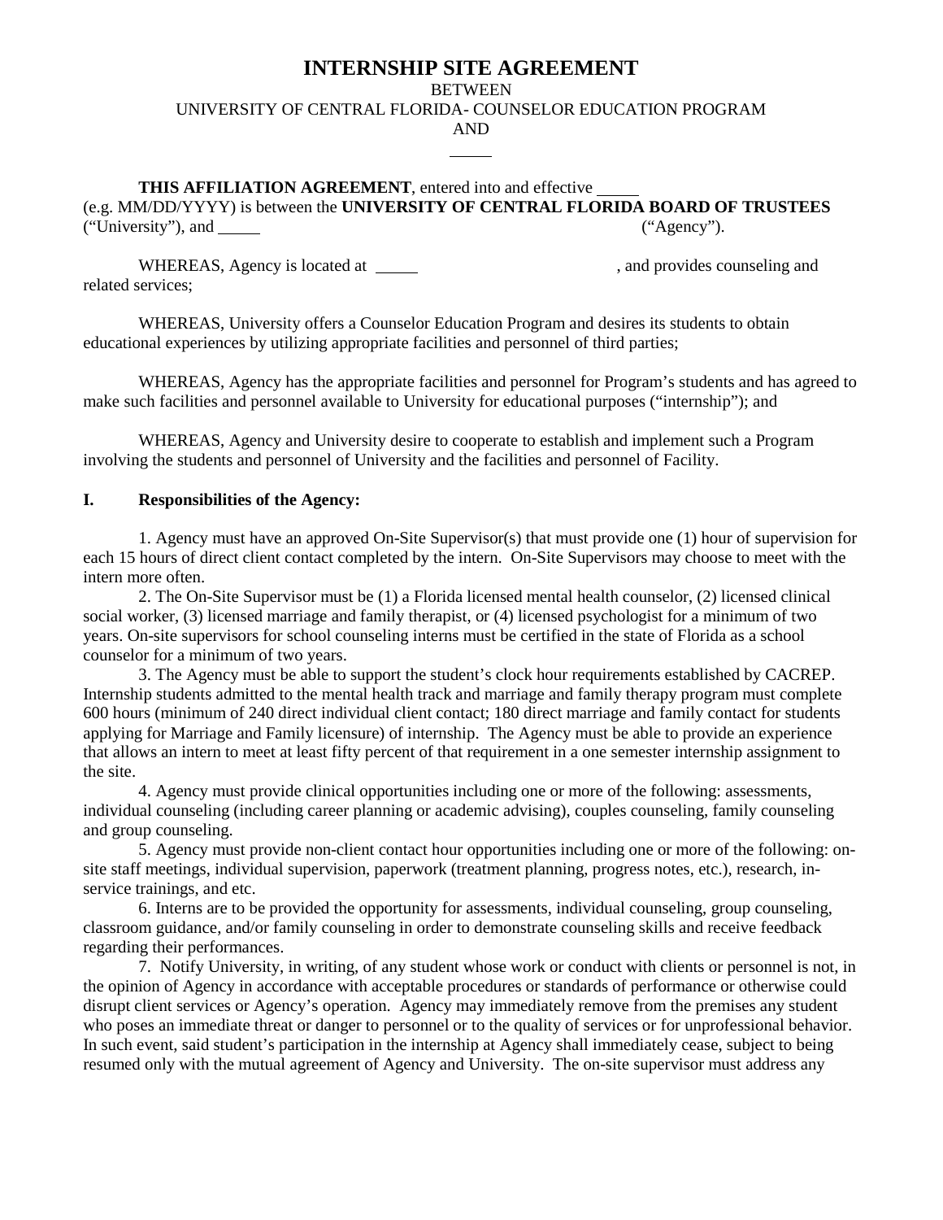# INTERNSHIP SITE AGREEMENT

BETWEEN

UNIVERSITY OF CENTRAL FLORIDA- COUNSELOR EDUCATION PROGRAM

AND

_____

**THIS AFFILIATION AGREEMENT**, entered into and effective _____ (e.g. MM/DD/YYYY) is between the **UNIVERSITY OF CENTRAL FLORIDA BOARD OF TRUSTEES** ("University"), and _____ ("Agency").

WHEREAS, Agency is located at _____, and provides counseling and related services;

WHEREAS, University offers a Counselor Education Program and desires its students to obtain educational experiences by utilizing appropriate facilities and personnel of third parties;

WHEREAS, Agency has the appropriate facilities and personnel for Program's students and has agreed to make such facilities and personnel available to University for educational purposes ("internship"); and

WHEREAS, Agency and University desire to cooperate to establish and implement such a Program involving the students and personnel of University and the facilities and personnel of Facility.

**I. Responsibilities of the Agency:**

1. Agency must have an approved On-Site Supervisor(s) that must provide one (1) hour of supervision for each 15 hours of direct client contact completed by the intern. On-Site Supervisors may choose to meet with the intern more often.

2. The On-Site Supervisor must be (1) a Florida licensed mental health counselor, (2) licensed clinical social worker, (3) licensed marriage and family therapist, or (4) licensed psychologist for a minimum of two years. On-site supervisors for school counseling interns must be certified in the state of Florida as a school counselor for a minimum of two years.

3. The Agency must be able to support the student's clock hour requirements established by CACREP. Internship students admitted to the mental health track and marriage and family therapy program must complete 600 hours (minimum of 240 direct individual client contact; 180 direct marriage and family contact for students applying for Marriage and Family licensure) of internship. The Agency must be able to provide an experience that allows an intern to meet at least fifty percent of that requirement in a one semester internship assignment to the site.

4. Agency must provide clinical opportunities including one or more of the following: assessments, individual counseling (including career planning or academic advising), couples counseling, family counseling and group counseling.

5. Agency must provide non-client contact hour opportunities including one or more of the following: on-site staff meetings, individual supervision, paperwork (treatment planning, progress notes, etc.), research, in-service trainings, and etc.

6. Interns are to be provided the opportunity for assessments, individual counseling, group counseling, classroom guidance, and/or family counseling in order to demonstrate counseling skills and receive feedback regarding their performances.

7. Notify University, in writing, of any student whose work or conduct with clients or personnel is not, in the opinion of Agency in accordance with acceptable procedures or standards of performance or otherwise could disrupt client services or Agency's operation. Agency may immediately remove from the premises any student who poses an immediate threat or danger to personnel or to the quality of services or for unprofessional behavior. In such event, said student's participation in the internship at Agency shall immediately cease, subject to being resumed only with the mutual agreement of Agency and University. The on-site supervisor must address any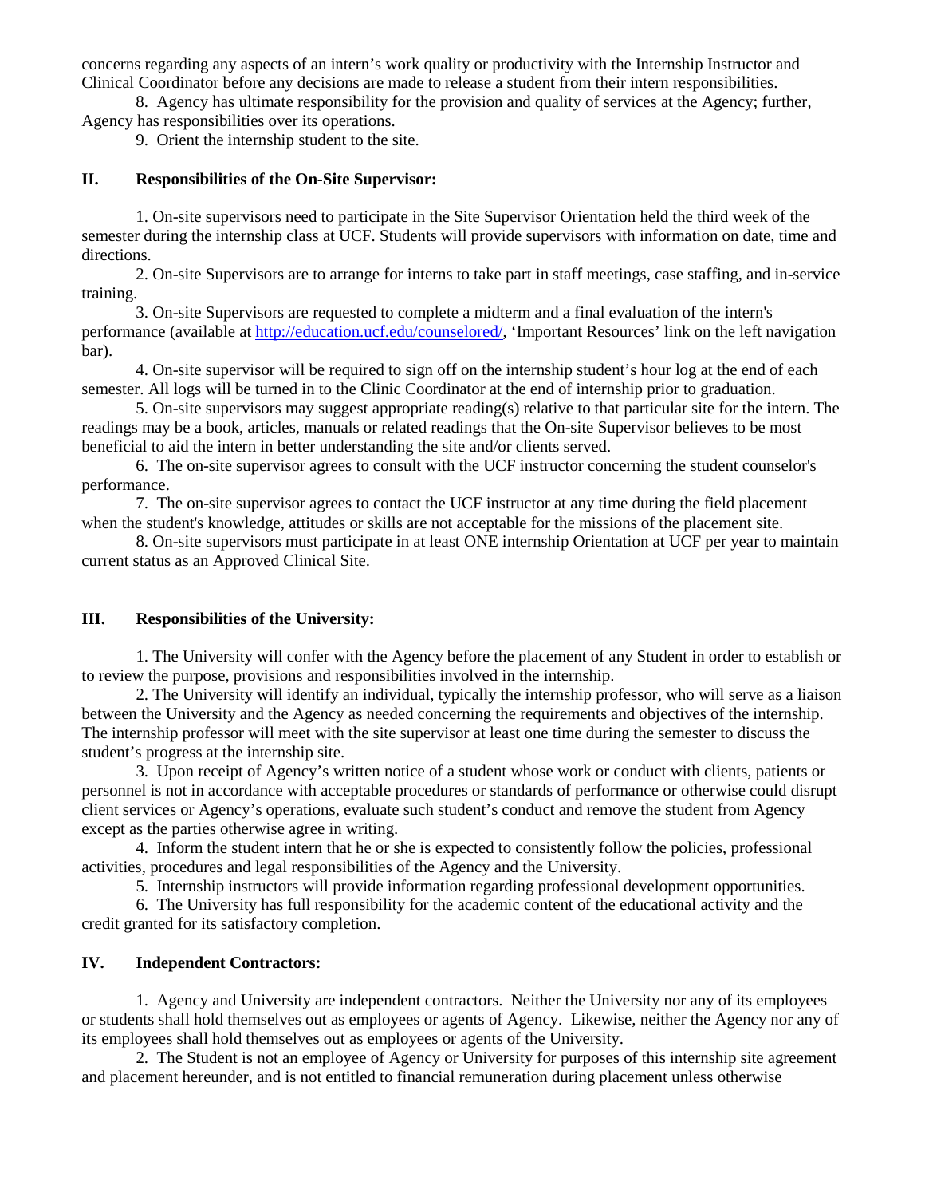concerns regarding any aspects of an intern's work quality or productivity with the Internship Instructor and Clinical Coordinator before any decisions are made to release a student from their intern responsibilities.

8. Agency has ultimate responsibility for the provision and quality of services at the Agency; further, Agency has responsibilities over its operations.

9. Orient the internship student to the site.

## II. Responsibilities of the On-Site Supervisor:

1. On-site supervisors need to participate in the Site Supervisor Orientation held the third week of the semester during the internship class at UCF. Students will provide supervisors with information on date, time and directions.

2. On-site Supervisors are to arrange for interns to take part in staff meetings, case staffing, and in-service training.

3. On-site Supervisors are requested to complete a midterm and a final evaluation of the intern's performance (available at [http://education.ucf.edu/counselored/](http://education.ucf.edu/counselored/), 'Important Resources' link on the left navigation bar).

4. On-site supervisor will be required to sign off on the internship student's hour log at the end of each semester. All logs will be turned in to the Clinic Coordinator at the end of internship prior to graduation.

5. On-site supervisors may suggest appropriate reading(s) relative to that particular site for the intern. The readings may be a book, articles, manuals or related readings that the On-site Supervisor believes to be most beneficial to aid the intern in better understanding the site and/or clients served.

6. The on-site supervisor agrees to consult with the UCF instructor concerning the student counselor's performance.

7. The on-site supervisor agrees to contact the UCF instructor at any time during the field placement when the student's knowledge, attitudes or skills are not acceptable for the missions of the placement site.

8. On-site supervisors must participate in at least ONE internship Orientation at UCF per year to maintain current status as an Approved Clinical Site.

## III. Responsibilities of the University:

1. The University will confer with the Agency before the placement of any Student in order to establish or to review the purpose, provisions and responsibilities involved in the internship.

2. The University will identify an individual, typically the internship professor, who will serve as a liaison between the University and the Agency as needed concerning the requirements and objectives of the internship. The internship professor will meet with the site supervisor at least one time during the semester to discuss the student's progress at the internship site.

3. Upon receipt of Agency's written notice of a student whose work or conduct with clients, patients or personnel is not in accordance with acceptable procedures or standards of performance or otherwise could disrupt client services or Agency's operations, evaluate such student's conduct and remove the student from Agency except as the parties otherwise agree in writing.

4. Inform the student intern that he or she is expected to consistently follow the policies, professional activities, procedures and legal responsibilities of the Agency and the University.

5. Internship instructors will provide information regarding professional development opportunities.

6. The University has full responsibility for the academic content of the educational activity and the credit granted for its satisfactory completion.

## IV. Independent Contractors:

1. Agency and University are independent contractors. Neither the University nor any of its employees or students shall hold themselves out as employees or agents of Agency. Likewise, neither the Agency nor any of its employees shall hold themselves out as employees or agents of the University.

2. The Student is not an employee of Agency or University for purposes of this internship site agreement and placement hereunder, and is not entitled to financial remuneration during placement unless otherwise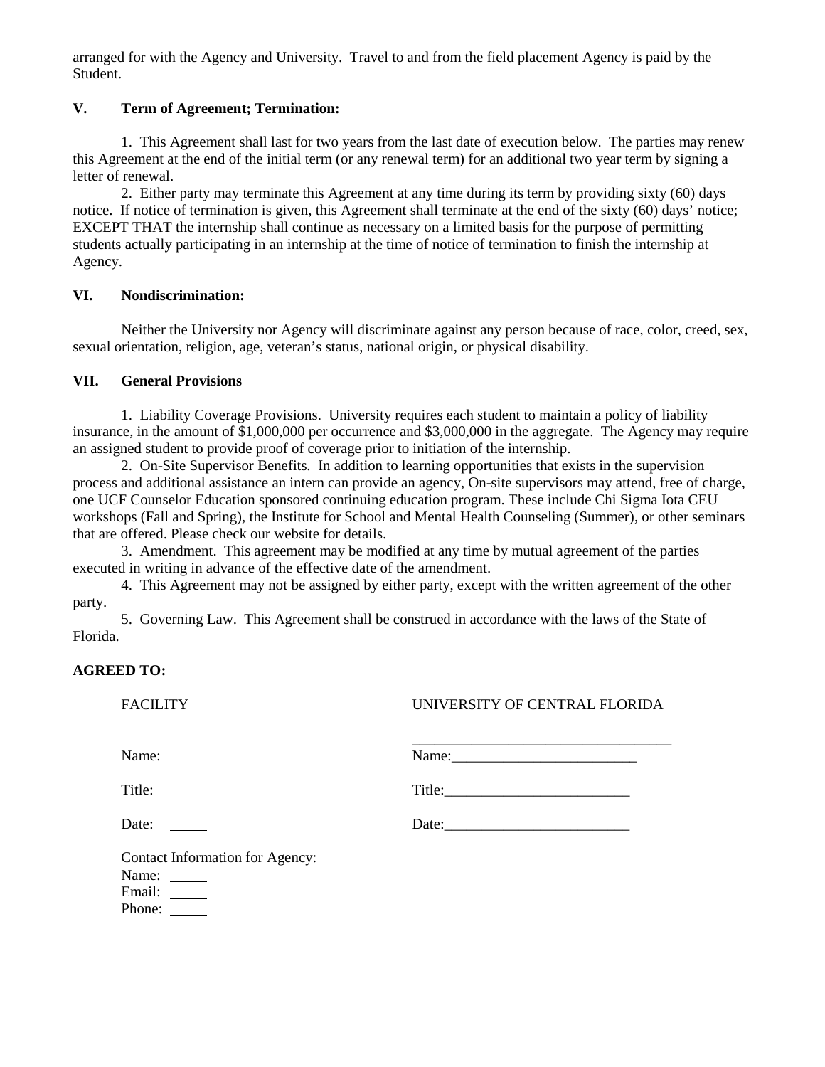arranged for with the Agency and University. Travel to and from the field placement Agency is paid by the Student.

## V. Term of Agreement; Termination:

1. This Agreement shall last for two years from the last date of execution below. The parties may renew this Agreement at the end of the initial term (or any renewal term) for an additional two year term by signing a letter of renewal.

2. Either party may terminate this Agreement at any time during its term by providing sixty (60) days notice. If notice of termination is given, this Agreement shall terminate at the end of the sixty (60) days' notice; EXCEPT THAT the internship shall continue as necessary on a limited basis for the purpose of permitting students actually participating in an internship at the time of notice of termination to finish the internship at Agency.

## VI. Nondiscrimination:

Neither the University nor Agency will discriminate against any person because of race, color, creed, sex, sexual orientation, religion, age, veteran's status, national origin, or physical disability.

## VII. General Provisions

1. Liability Coverage Provisions. University requires each student to maintain a policy of liability insurance, in the amount of $1,000,000 per occurrence and $3,000,000 in the aggregate. The Agency may require an assigned student to provide proof of coverage prior to initiation of the internship.

2. On-Site Supervisor Benefits. In addition to learning opportunities that exists in the supervision process and additional assistance an intern can provide an agency, On-site supervisors may attend, free of charge, one UCF Counselor Education sponsored continuing education program. These include Chi Sigma Iota CEU workshops (Fall and Spring), the Institute for School and Mental Health Counseling (Summer), or other seminars that are offered. Please check our website for details.

3. Amendment. This agreement may be modified at any time by mutual agreement of the parties executed in writing in advance of the effective date of the amendment.

4. This Agreement may not be assigned by either party, except with the written agreement of the other party.

5. Governing Law. This Agreement shall be construed in accordance with the laws of the State of Florida.

**AGREED TO:**

| FACILITY | UNIVERSITY OF CENTRAL FLORIDA |
|---|---|
| _____ | ___________________________________ |
| Name: _____ | Name:_________________________ |
| Title: _____ | Title:_________________________ |
| Date: _____ | Date:_________________________ |

Contact Information for Agency:
Name: _____
Email: _____
Phone: _____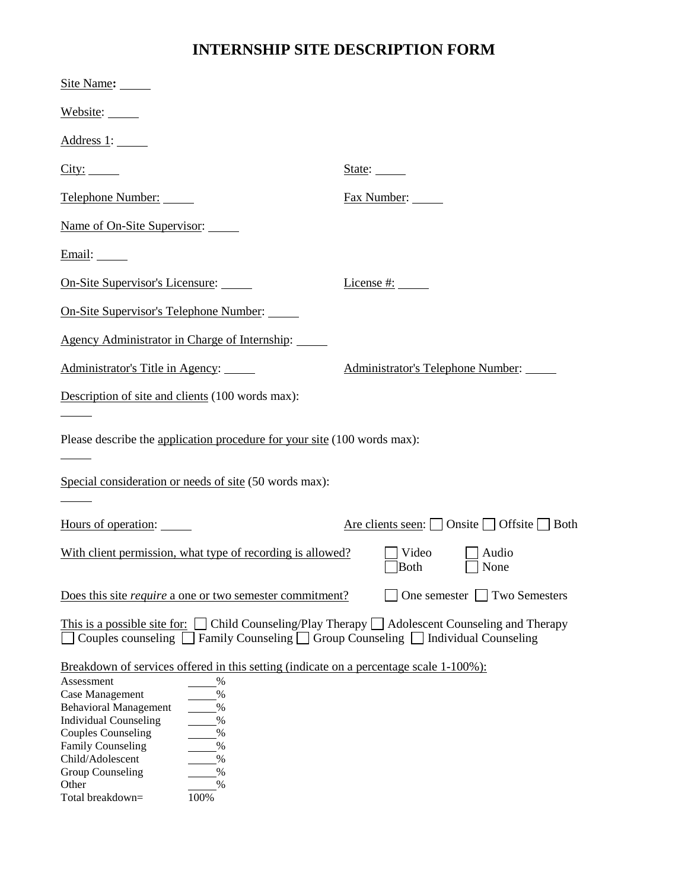# INTERNSHIP SITE DESCRIPTION FORM

Site Name**:** _____

Website: _____

Address 1: _____

City: _____ State: _____

Telephone Number: _____ Fax Number: _____

Name of On-Site Supervisor: _____

Email: _____

On-Site Supervisor's Licensure: _____ License #: _____

On-Site Supervisor's Telephone Number: _____

Agency Administrator in Charge of Internship: _____

Administrator's Title in Agency: _____ Administrator's Telephone Number: _____

Description of site and clients (100 words max):

_____

Please describe the application procedure for your site (100 words max):

_____

Special consideration or needs of site (50 words max):

_____

Hours of operation: _____ Are clients seen: ☐ Onsite ☐ Offsite ☐ Both

With client permission, what type of recording is allowed? ☐ Video ☐ Audio ☐ Both ☐ None

Does this site *require* a one or two semester commitment? ☐ One semester ☐ Two Semesters

This is a possible site for: ☐ Child Counseling/Play Therapy ☐ Adolescent Counseling and Therapy ☐ Couples counseling ☐ Family Counseling ☐ Group Counseling ☐ Individual Counseling

Breakdown of services offered in this setting (indicate on a percentage scale 1-100%):

| | |
|---|---|
| Assessment | _____% |
| Case Management | _____% |
| Behavioral Management | _____% |
| Individual Counseling | _____% |
| Couples Counseling | _____% |
| Family Counseling | _____% |
| Child/Adolescent | _____% |
| Group Counseling | _____% |
| Other | _____% |
| Total breakdown= | 100% |